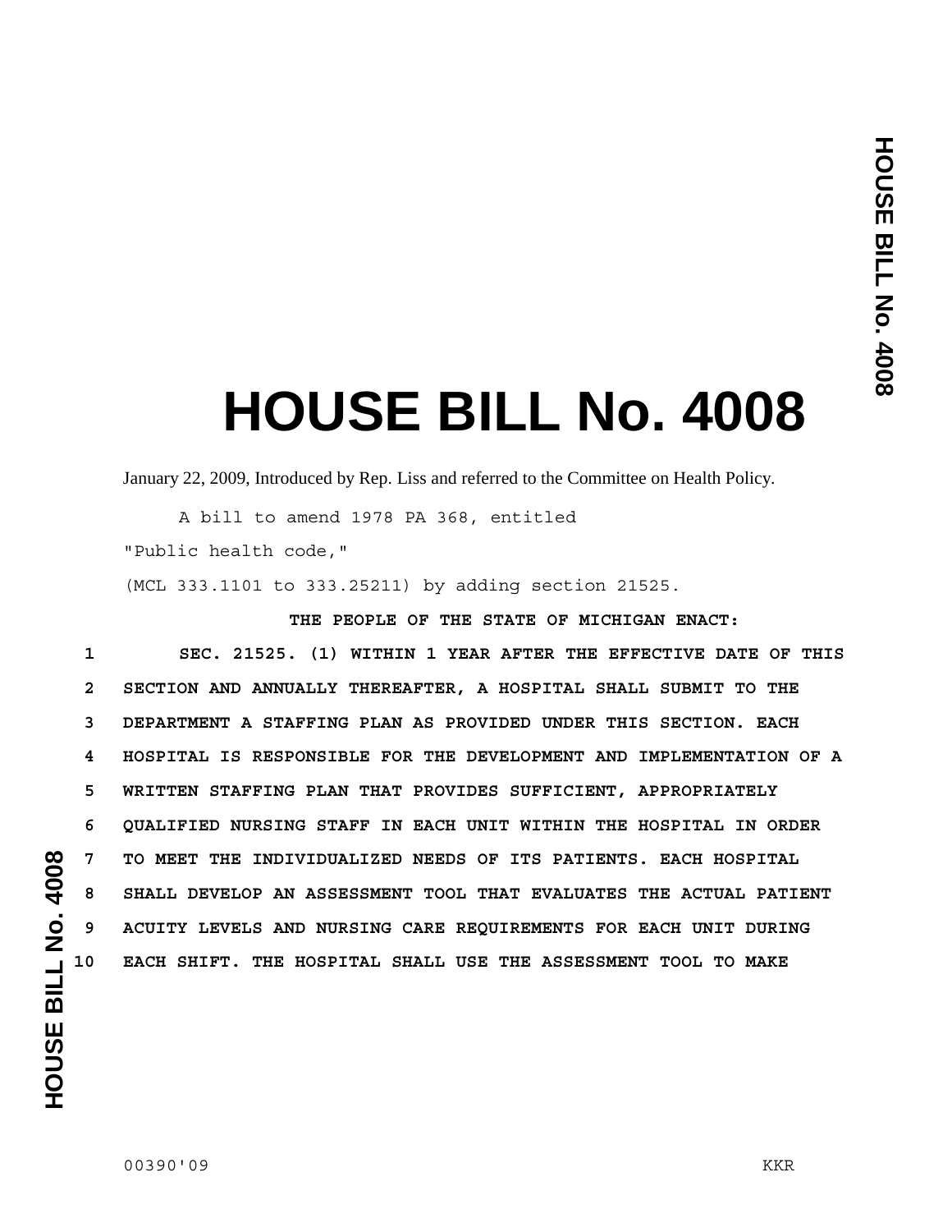# HOUSE BILL No. 4008

January 22, 2009, Introduced by Rep. Liss and referred to the Committee on Health Policy.

A bill to amend 1978 PA 368, entitled

"Public health code,"

(MCL 333.1101 to 333.25211) by adding section 21525.

**THE PEOPLE OF THE STATE OF MICHIGAN ENACT:**

1 **SEC. 21525. (1) WITHIN 1 YEAR AFTER THE EFFECTIVE DATE OF THIS**
2 **SECTION AND ANNUALLY THEREAFTER, A HOSPITAL SHALL SUBMIT TO THE**
3 **DEPARTMENT A STAFFING PLAN AS PROVIDED UNDER THIS SECTION. EACH**
4 **HOSPITAL IS RESPONSIBLE FOR THE DEVELOPMENT AND IMPLEMENTATION OF A**
5 **WRITTEN STAFFING PLAN THAT PROVIDES SUFFICIENT, APPROPRIATELY**
6 **QUALIFIED NURSING STAFF IN EACH UNIT WITHIN THE HOSPITAL IN ORDER**
7 **TO MEET THE INDIVIDUALIZED NEEDS OF ITS PATIENTS. EACH HOSPITAL**
8 **SHALL DEVELOP AN ASSESSMENT TOOL THAT EVALUATES THE ACTUAL PATIENT**
9 **ACUITY LEVELS AND NURSING CARE REQUIREMENTS FOR EACH UNIT DURING**
10 **EACH SHIFT. THE HOSPITAL SHALL USE THE ASSESSMENT TOOL TO MAKE**

00390'09 KKR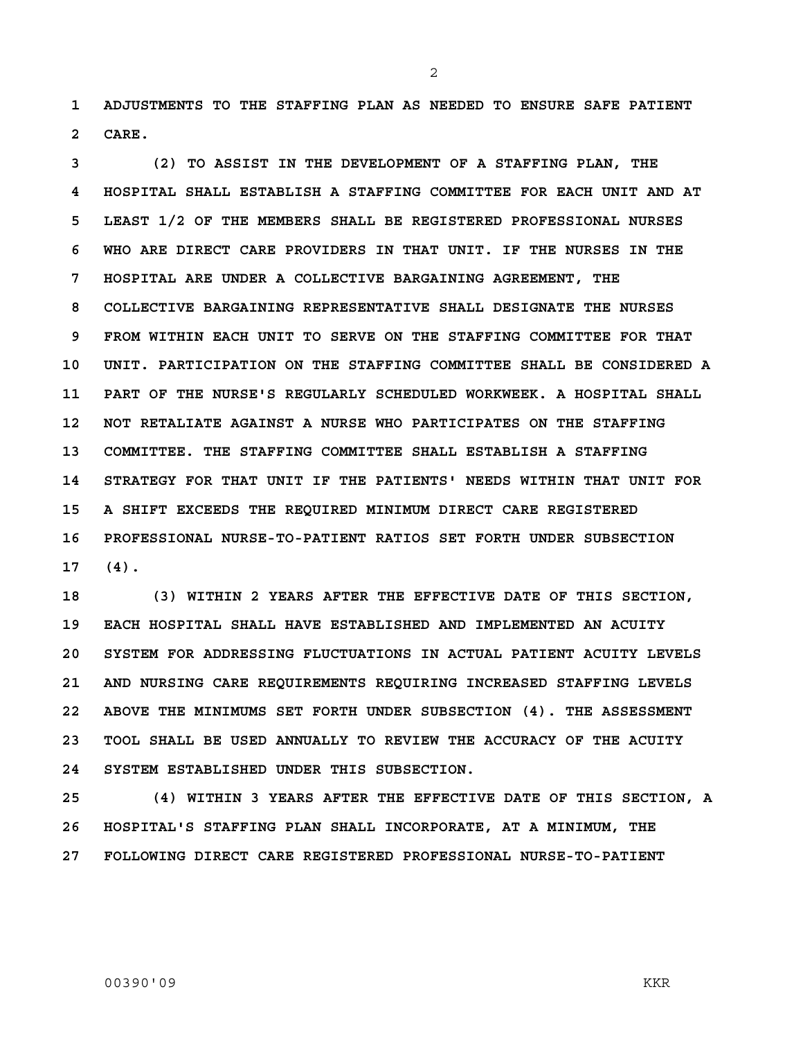ADJUSTMENTS TO THE STAFFING PLAN AS NEEDED TO ENSURE SAFE PATIENT CARE.

(2) TO ASSIST IN THE DEVELOPMENT OF A STAFFING PLAN, THE HOSPITAL SHALL ESTABLISH A STAFFING COMMITTEE FOR EACH UNIT AND AT LEAST 1/2 OF THE MEMBERS SHALL BE REGISTERED PROFESSIONAL NURSES WHO ARE DIRECT CARE PROVIDERS IN THAT UNIT. IF THE NURSES IN THE HOSPITAL ARE UNDER A COLLECTIVE BARGAINING AGREEMENT, THE COLLECTIVE BARGAINING REPRESENTATIVE SHALL DESIGNATE THE NURSES FROM WITHIN EACH UNIT TO SERVE ON THE STAFFING COMMITTEE FOR THAT UNIT. PARTICIPATION ON THE STAFFING COMMITTEE SHALL BE CONSIDERED A PART OF THE NURSE'S REGULARLY SCHEDULED WORKWEEK. A HOSPITAL SHALL NOT RETALIATE AGAINST A NURSE WHO PARTICIPATES ON THE STAFFING COMMITTEE. THE STAFFING COMMITTEE SHALL ESTABLISH A STAFFING STRATEGY FOR THAT UNIT IF THE PATIENTS' NEEDS WITHIN THAT UNIT FOR A SHIFT EXCEEDS THE REQUIRED MINIMUM DIRECT CARE REGISTERED PROFESSIONAL NURSE-TO-PATIENT RATIOS SET FORTH UNDER SUBSECTION (4).

(3) WITHIN 2 YEARS AFTER THE EFFECTIVE DATE OF THIS SECTION, EACH HOSPITAL SHALL HAVE ESTABLISHED AND IMPLEMENTED AN ACUITY SYSTEM FOR ADDRESSING FLUCTUATIONS IN ACTUAL PATIENT ACUITY LEVELS AND NURSING CARE REQUIREMENTS REQUIRING INCREASED STAFFING LEVELS ABOVE THE MINIMUMS SET FORTH UNDER SUBSECTION (4). THE ASSESSMENT TOOL SHALL BE USED ANNUALLY TO REVIEW THE ACCURACY OF THE ACUITY SYSTEM ESTABLISHED UNDER THIS SUBSECTION.

(4) WITHIN 3 YEARS AFTER THE EFFECTIVE DATE OF THIS SECTION, A HOSPITAL'S STAFFING PLAN SHALL INCORPORATE, AT A MINIMUM, THE FOLLOWING DIRECT CARE REGISTERED PROFESSIONAL NURSE-TO-PATIENT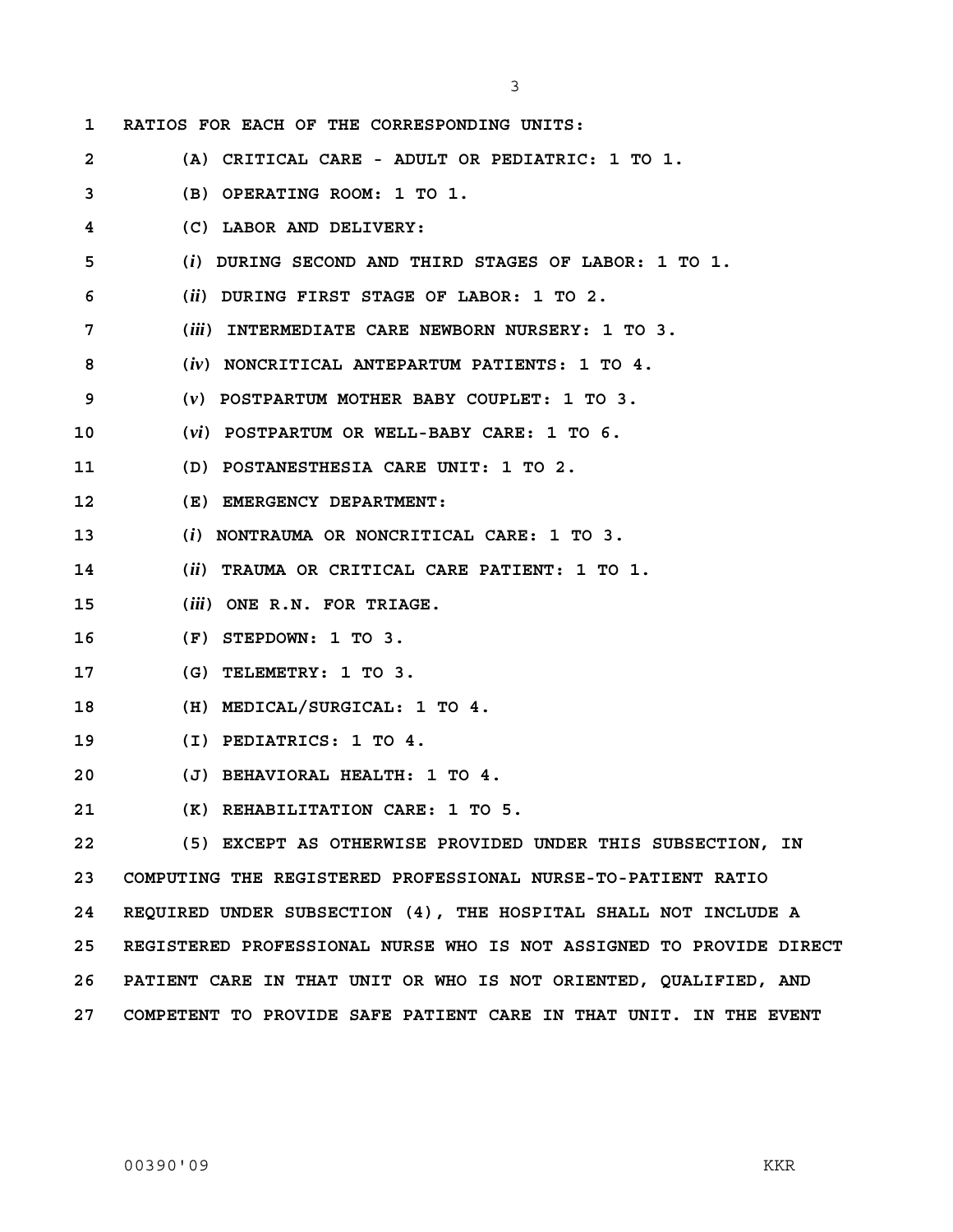**RATIOS FOR EACH OF THE CORRESPONDING UNITS:**

**(A) CRITICAL CARE - ADULT OR PEDIATRIC: 1 TO 1.**

**(B) OPERATING ROOM: 1 TO 1.**

**(C) LABOR AND DELIVERY:**

**(*i*) DURING SECOND AND THIRD STAGES OF LABOR: 1 TO 1.**

**(*ii*) DURING FIRST STAGE OF LABOR: 1 TO 2.**

**(*iii*) INTERMEDIATE CARE NEWBORN NURSERY: 1 TO 3.**

**(*iv*) NONCRITICAL ANTEPARTUM PATIENTS: 1 TO 4.**

**(*v*) POSTPARTUM MOTHER BABY COUPLET: 1 TO 3.**

**(*vi*) POSTPARTUM OR WELL-BABY CARE: 1 TO 6.**

**(D) POSTANESTHESIA CARE UNIT: 1 TO 2.**

**(E) EMERGENCY DEPARTMENT:**

**(*i*) NONTRAUMA OR NONCRITICAL CARE: 1 TO 3.**

**(*ii*) TRAUMA OR CRITICAL CARE PATIENT: 1 TO 1.**

**(*iii*) ONE R.N. FOR TRIAGE.**

**(F) STEPDOWN: 1 TO 3.**

**(G) TELEMETRY: 1 TO 3.**

**(H) MEDICAL/SURGICAL: 1 TO 4.**

**(I) PEDIATRICS: 1 TO 4.**

**(J) BEHAVIORAL HEALTH: 1 TO 4.**

**(K) REHABILITATION CARE: 1 TO 5.**

**(5) EXCEPT AS OTHERWISE PROVIDED UNDER THIS SUBSECTION, IN COMPUTING THE REGISTERED PROFESSIONAL NURSE-TO-PATIENT RATIO REQUIRED UNDER SUBSECTION (4), THE HOSPITAL SHALL NOT INCLUDE A REGISTERED PROFESSIONAL NURSE WHO IS NOT ASSIGNED TO PROVIDE DIRECT PATIENT CARE IN THAT UNIT OR WHO IS NOT ORIENTED, QUALIFIED, AND COMPETENT TO PROVIDE SAFE PATIENT CARE IN THAT UNIT. IN THE EVENT**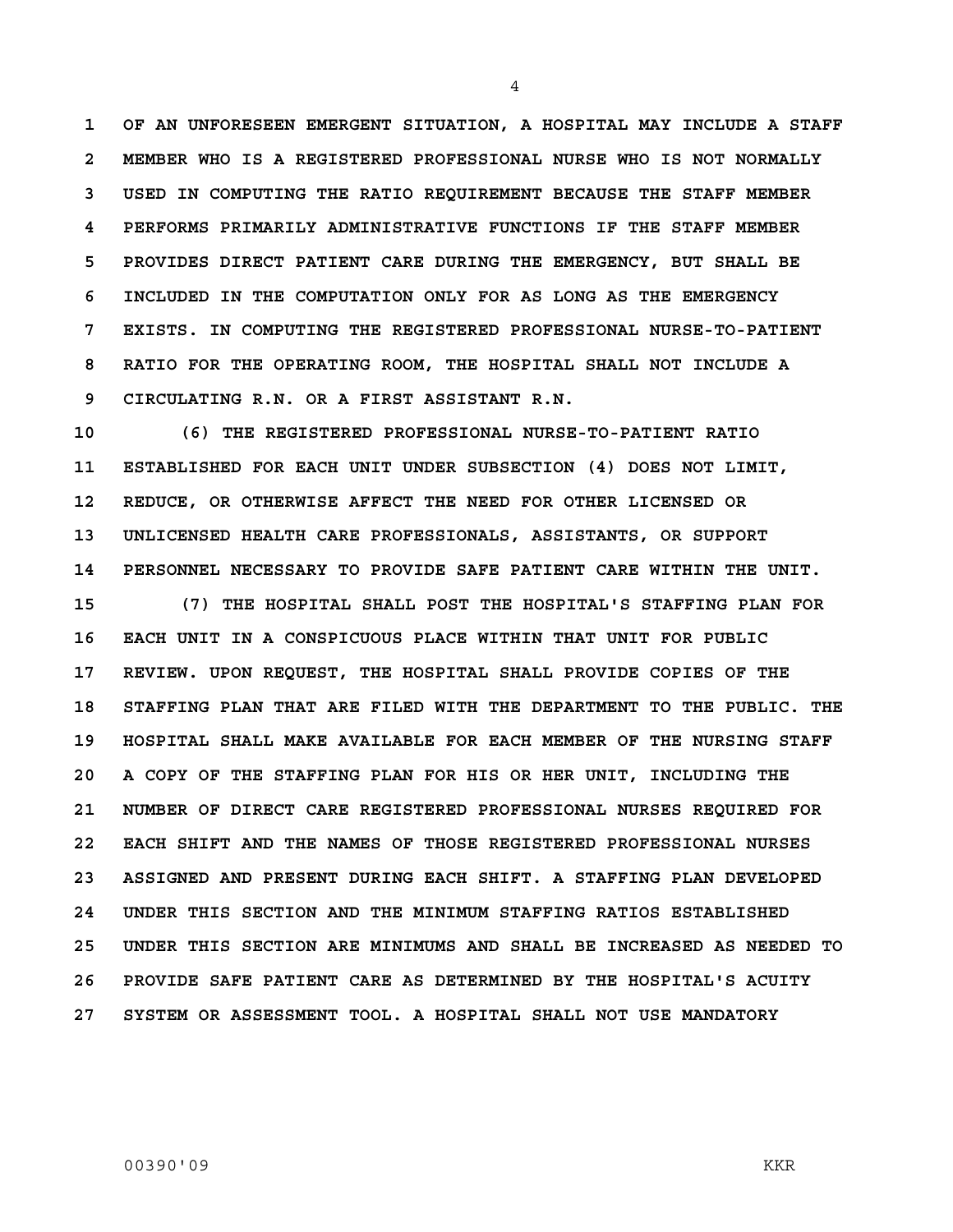OF AN UNFORESEEN EMERGENT SITUATION, A HOSPITAL MAY INCLUDE A STAFF MEMBER WHO IS A REGISTERED PROFESSIONAL NURSE WHO IS NOT NORMALLY USED IN COMPUTING THE RATIO REQUIREMENT BECAUSE THE STAFF MEMBER PERFORMS PRIMARILY ADMINISTRATIVE FUNCTIONS IF THE STAFF MEMBER PROVIDES DIRECT PATIENT CARE DURING THE EMERGENCY, BUT SHALL BE INCLUDED IN THE COMPUTATION ONLY FOR AS LONG AS THE EMERGENCY EXISTS. IN COMPUTING THE REGISTERED PROFESSIONAL NURSE-TO-PATIENT RATIO FOR THE OPERATING ROOM, THE HOSPITAL SHALL NOT INCLUDE A CIRCULATING R.N. OR A FIRST ASSISTANT R.N.

(6) THE REGISTERED PROFESSIONAL NURSE-TO-PATIENT RATIO ESTABLISHED FOR EACH UNIT UNDER SUBSECTION (4) DOES NOT LIMIT, REDUCE, OR OTHERWISE AFFECT THE NEED FOR OTHER LICENSED OR UNLICENSED HEALTH CARE PROFESSIONALS, ASSISTANTS, OR SUPPORT PERSONNEL NECESSARY TO PROVIDE SAFE PATIENT CARE WITHIN THE UNIT.

(7) THE HOSPITAL SHALL POST THE HOSPITAL'S STAFFING PLAN FOR EACH UNIT IN A CONSPICUOUS PLACE WITHIN THAT UNIT FOR PUBLIC REVIEW. UPON REQUEST, THE HOSPITAL SHALL PROVIDE COPIES OF THE STAFFING PLAN THAT ARE FILED WITH THE DEPARTMENT TO THE PUBLIC. THE HOSPITAL SHALL MAKE AVAILABLE FOR EACH MEMBER OF THE NURSING STAFF A COPY OF THE STAFFING PLAN FOR HIS OR HER UNIT, INCLUDING THE NUMBER OF DIRECT CARE REGISTERED PROFESSIONAL NURSES REQUIRED FOR EACH SHIFT AND THE NAMES OF THOSE REGISTERED PROFESSIONAL NURSES ASSIGNED AND PRESENT DURING EACH SHIFT. A STAFFING PLAN DEVELOPED UNDER THIS SECTION AND THE MINIMUM STAFFING RATIOS ESTABLISHED UNDER THIS SECTION ARE MINIMUMS AND SHALL BE INCREASED AS NEEDED TO PROVIDE SAFE PATIENT CARE AS DETERMINED BY THE HOSPITAL'S ACUITY SYSTEM OR ASSESSMENT TOOL. A HOSPITAL SHALL NOT USE MANDATORY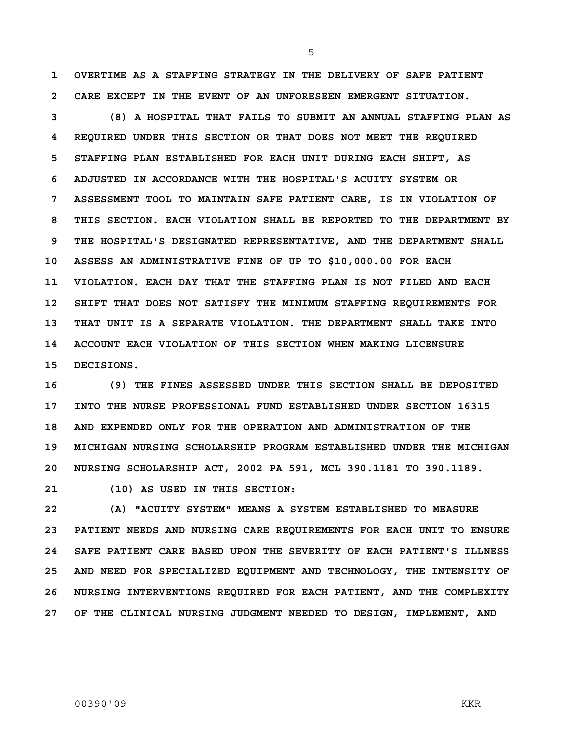OVERTIME AS A STAFFING STRATEGY IN THE DELIVERY OF SAFE PATIENT CARE EXCEPT IN THE EVENT OF AN UNFORESEEN EMERGENT SITUATION.

(8) A HOSPITAL THAT FAILS TO SUBMIT AN ANNUAL STAFFING PLAN AS REQUIRED UNDER THIS SECTION OR THAT DOES NOT MEET THE REQUIRED STAFFING PLAN ESTABLISHED FOR EACH UNIT DURING EACH SHIFT, AS ADJUSTED IN ACCORDANCE WITH THE HOSPITAL'S ACUITY SYSTEM OR ASSESSMENT TOOL TO MAINTAIN SAFE PATIENT CARE, IS IN VIOLATION OF THIS SECTION. EACH VIOLATION SHALL BE REPORTED TO THE DEPARTMENT BY THE HOSPITAL'S DESIGNATED REPRESENTATIVE, AND THE DEPARTMENT SHALL ASSESS AN ADMINISTRATIVE FINE OF UP TO $10,000.00 FOR EACH VIOLATION. EACH DAY THAT THE STAFFING PLAN IS NOT FILED AND EACH SHIFT THAT DOES NOT SATISFY THE MINIMUM STAFFING REQUIREMENTS FOR THAT UNIT IS A SEPARATE VIOLATION. THE DEPARTMENT SHALL TAKE INTO ACCOUNT EACH VIOLATION OF THIS SECTION WHEN MAKING LICENSURE DECISIONS.

(9) THE FINES ASSESSED UNDER THIS SECTION SHALL BE DEPOSITED INTO THE NURSE PROFESSIONAL FUND ESTABLISHED UNDER SECTION 16315 AND EXPENDED ONLY FOR THE OPERATION AND ADMINISTRATION OF THE MICHIGAN NURSING SCHOLARSHIP PROGRAM ESTABLISHED UNDER THE MICHIGAN NURSING SCHOLARSHIP ACT, 2002 PA 591, MCL 390.1181 TO 390.1189.

(10) AS USED IN THIS SECTION:

(A) "ACUITY SYSTEM" MEANS A SYSTEM ESTABLISHED TO MEASURE PATIENT NEEDS AND NURSING CARE REQUIREMENTS FOR EACH UNIT TO ENSURE SAFE PATIENT CARE BASED UPON THE SEVERITY OF EACH PATIENT'S ILLNESS AND NEED FOR SPECIALIZED EQUIPMENT AND TECHNOLOGY, THE INTENSITY OF NURSING INTERVENTIONS REQUIRED FOR EACH PATIENT, AND THE COMPLEXITY OF THE CLINICAL NURSING JUDGMENT NEEDED TO DESIGN, IMPLEMENT, AND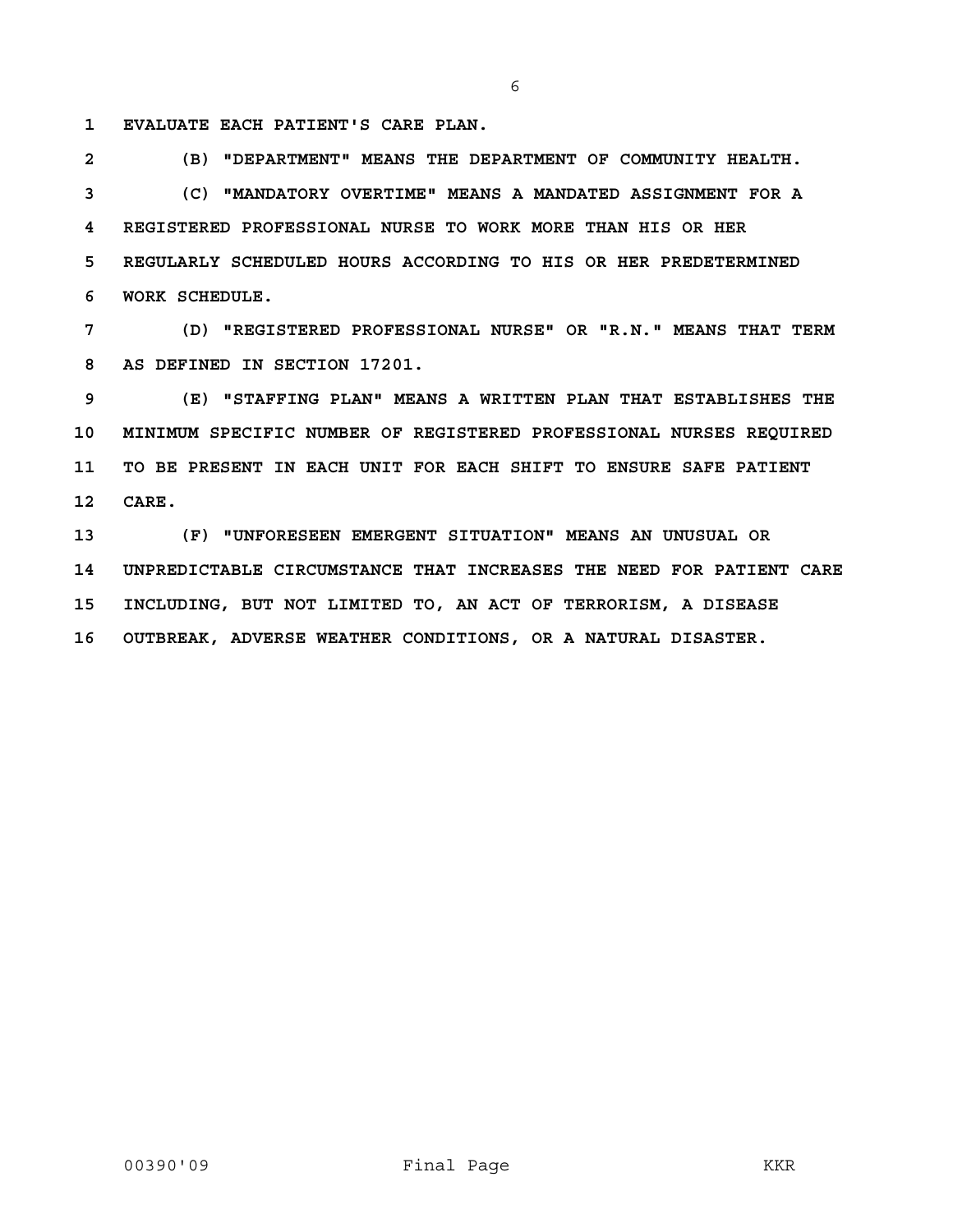EVALUATE EACH PATIENT'S CARE PLAN.

(B) "DEPARTMENT" MEANS THE DEPARTMENT OF COMMUNITY HEALTH.

(C) "MANDATORY OVERTIME" MEANS A MANDATED ASSIGNMENT FOR A REGISTERED PROFESSIONAL NURSE TO WORK MORE THAN HIS OR HER REGULARLY SCHEDULED HOURS ACCORDING TO HIS OR HER PREDETERMINED WORK SCHEDULE.

(D) "REGISTERED PROFESSIONAL NURSE" OR "R.N." MEANS THAT TERM AS DEFINED IN SECTION 17201.

(E) "STAFFING PLAN" MEANS A WRITTEN PLAN THAT ESTABLISHES THE MINIMUM SPECIFIC NUMBER OF REGISTERED PROFESSIONAL NURSES REQUIRED TO BE PRESENT IN EACH UNIT FOR EACH SHIFT TO ENSURE SAFE PATIENT CARE.

(F) "UNFORESEEN EMERGENT SITUATION" MEANS AN UNUSUAL OR UNPREDICTABLE CIRCUMSTANCE THAT INCREASES THE NEED FOR PATIENT CARE INCLUDING, BUT NOT LIMITED TO, AN ACT OF TERRORISM, A DISEASE OUTBREAK, ADVERSE WEATHER CONDITIONS, OR A NATURAL DISASTER.

00390'09 Final Page KKR